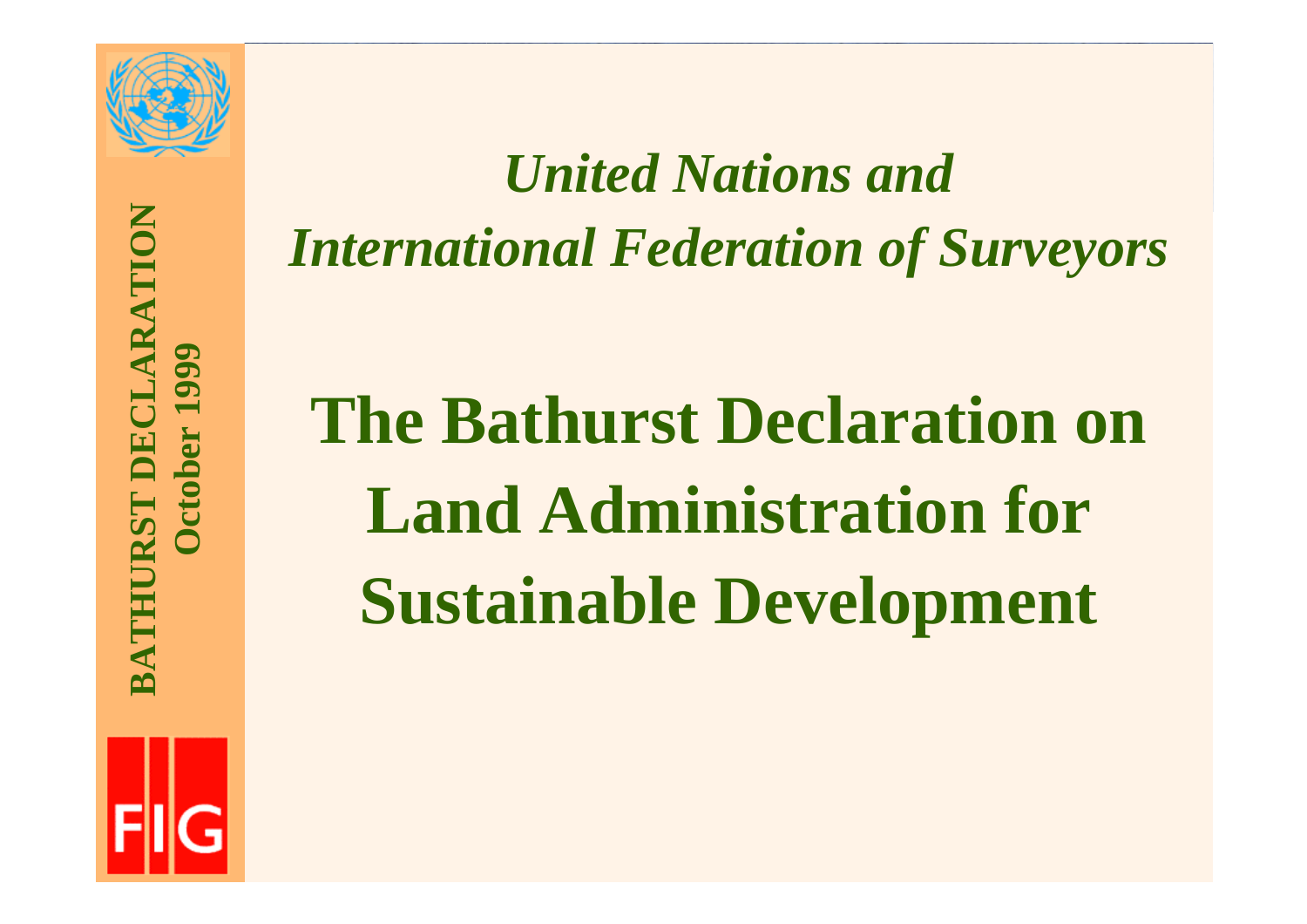*United Nations and*
*International Federation of Surveyors*

# The Bathurst Declaration on Land Administration for Sustainable Development

**BATHURST DECLARATION**
**October 1999**

FIG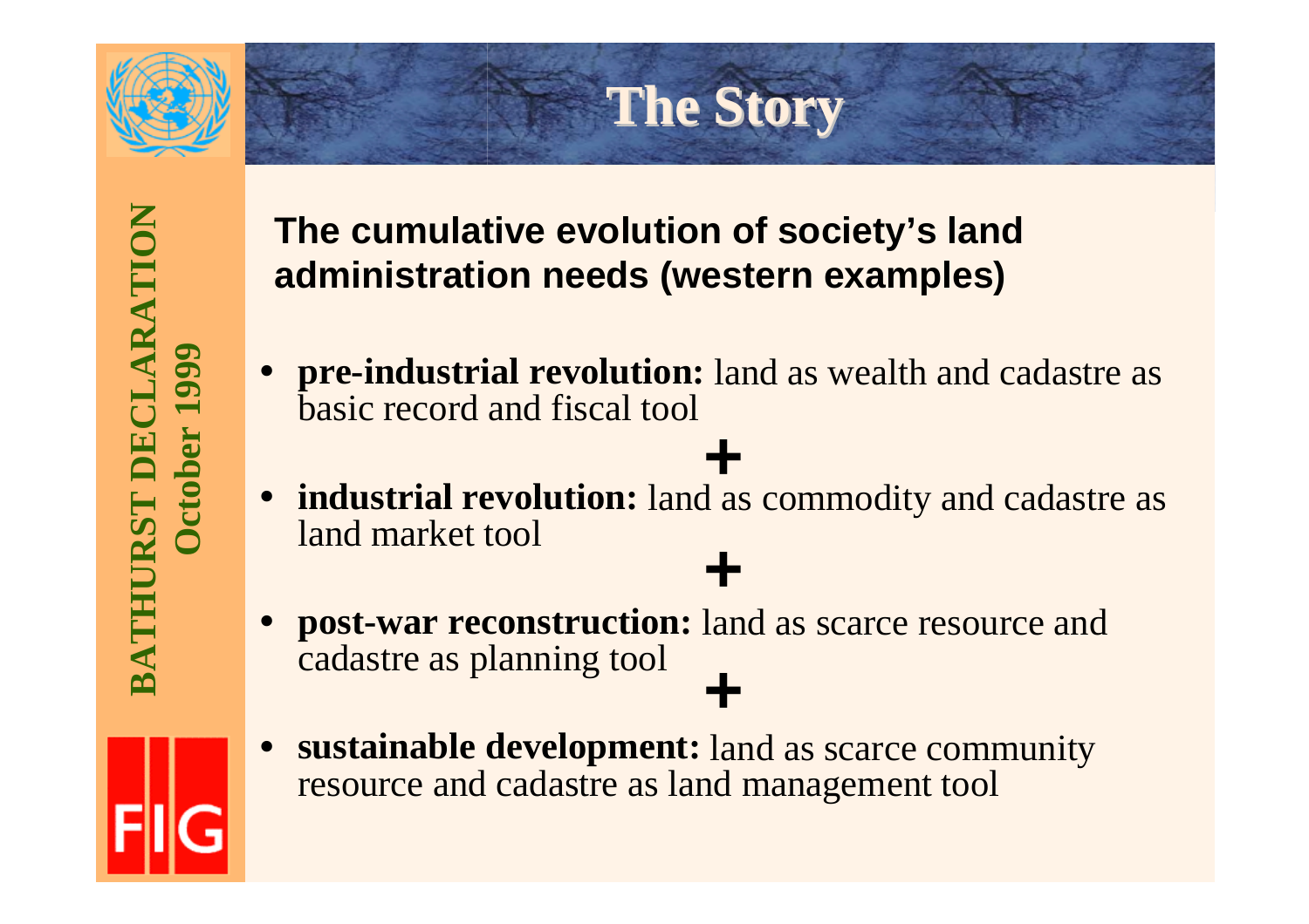# The Story

**The cumulative evolution of society's land administration needs (western examples)**

- **pre-industrial revolution:** land as wealth and cadastre as basic record and fiscal tool

**+**

- **industrial revolution:** land as commodity and cadastre as land market tool

**+**

- **post-war reconstruction:** land as scarce resource and cadastre as planning tool

**+**

- **sustainable development:** land as scarce community resource and cadastre as land management tool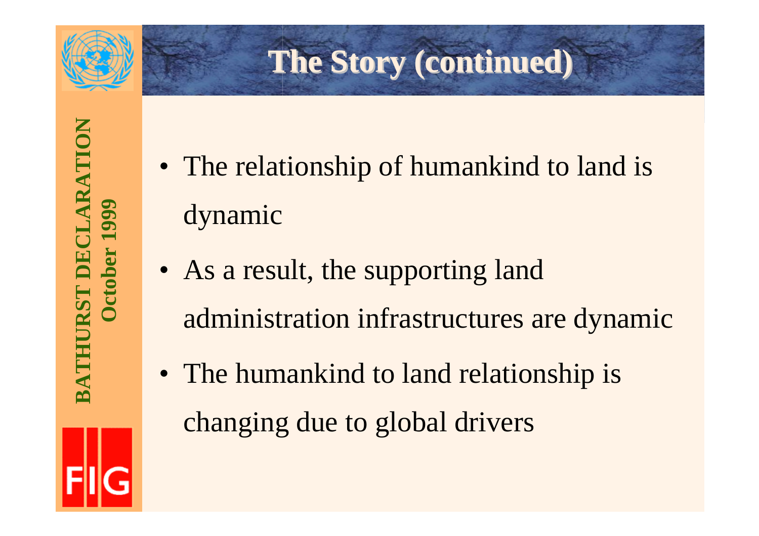# The Story (continued)

- The relationship of humankind to land is dynamic
- As a result, the supporting land administration infrastructures are dynamic
- The humankind to land relationship is changing due to global drivers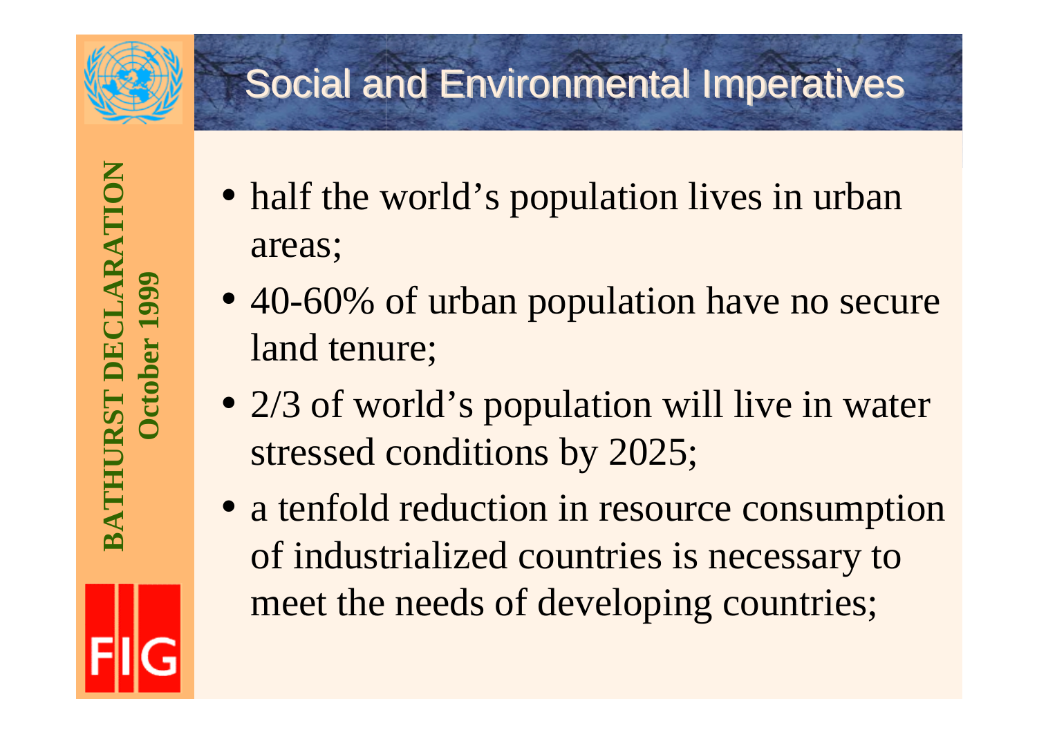# Social and Environmental Imperatives

- half the world's population lives in urban areas;
- 40-60% of urban population have no secure land tenure;
- 2/3 of world's population will live in water stressed conditions by 2025;
- a tenfold reduction in resource consumption of industrialized countries is necessary to meet the needs of developing countries;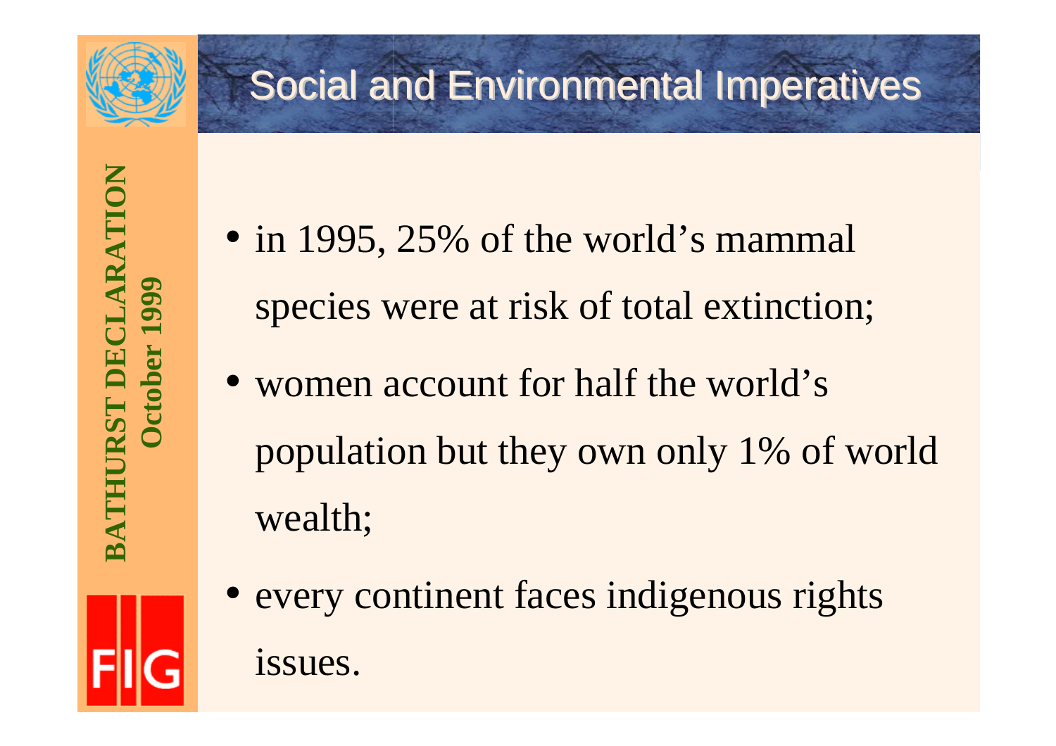# Social and Environmental Imperatives

- in 1995, 25% of the world's mammal species were at risk of total extinction;
- women account for half the world's population but they own only 1% of world wealth;
- every continent faces indigenous rights issues.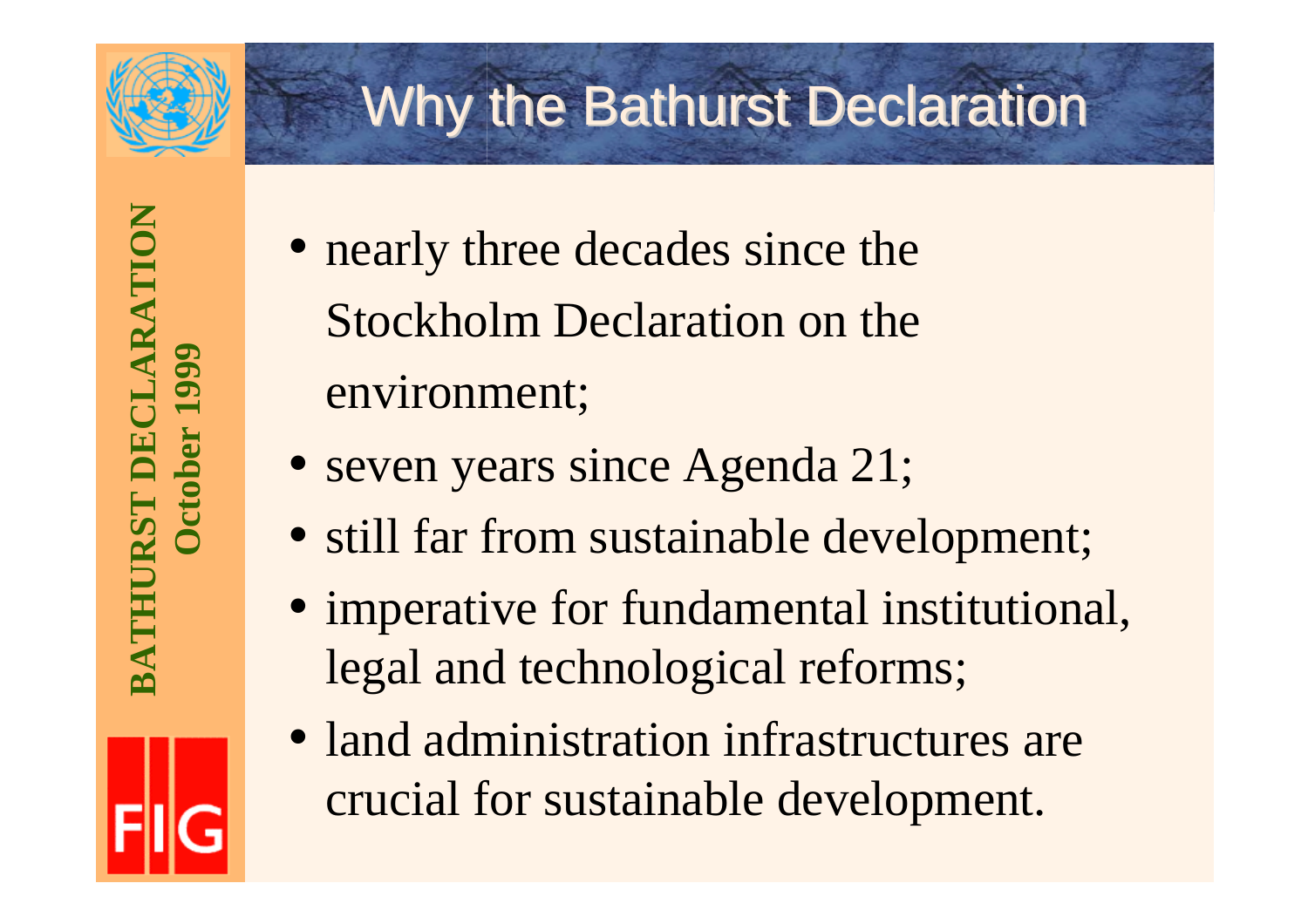# Why the Bathurst Declaration

- nearly three decades since the Stockholm Declaration on the environment;
- seven years since Agenda 21;
- still far from sustainable development;
- imperative for fundamental institutional, legal and technological reforms;
- land administration infrastructures are crucial for sustainable development.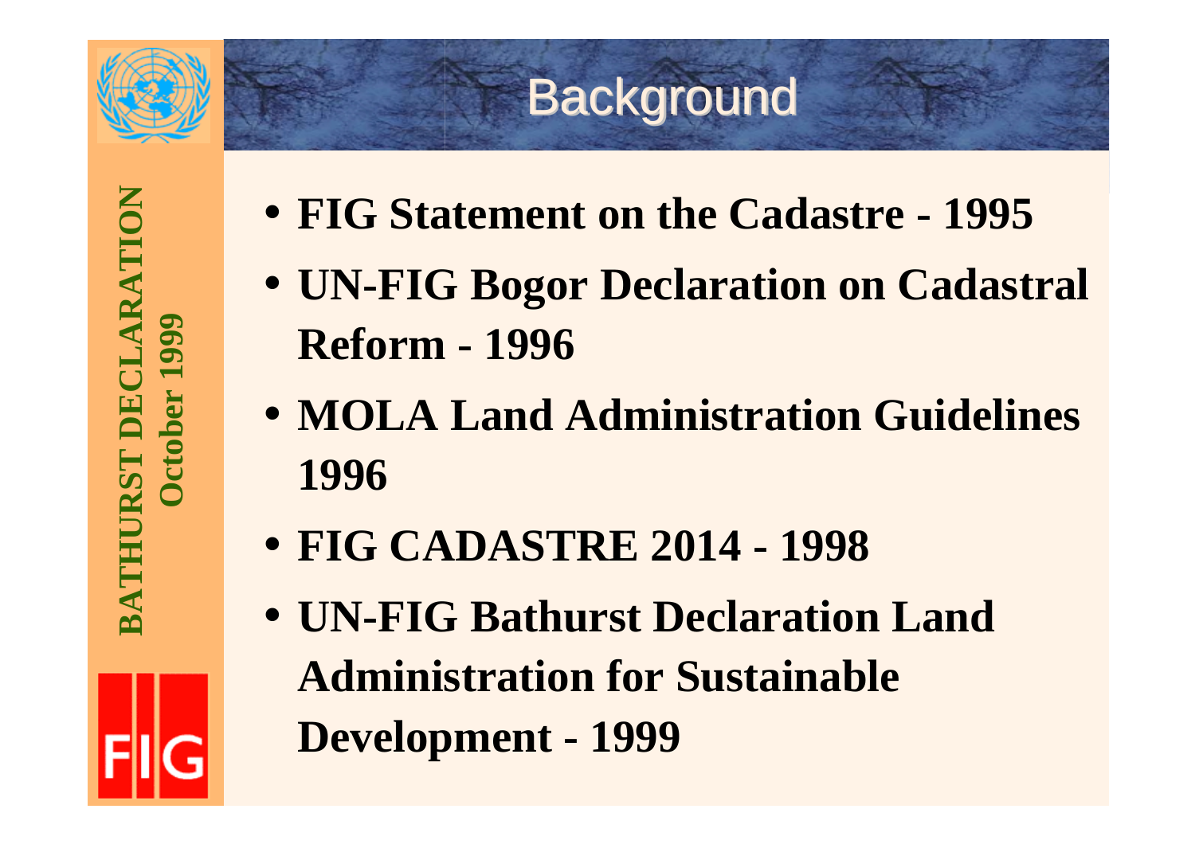# Background

- **FIG Statement on the Cadastre - 1995**
- **UN-FIG Bogor Declaration on Cadastral Reform - 1996**
- **MOLA Land Administration Guidelines 1996**
- **FIG CADASTRE 2014 - 1998**
- **UN-FIG Bathurst Declaration Land Administration for Sustainable Development - 1999**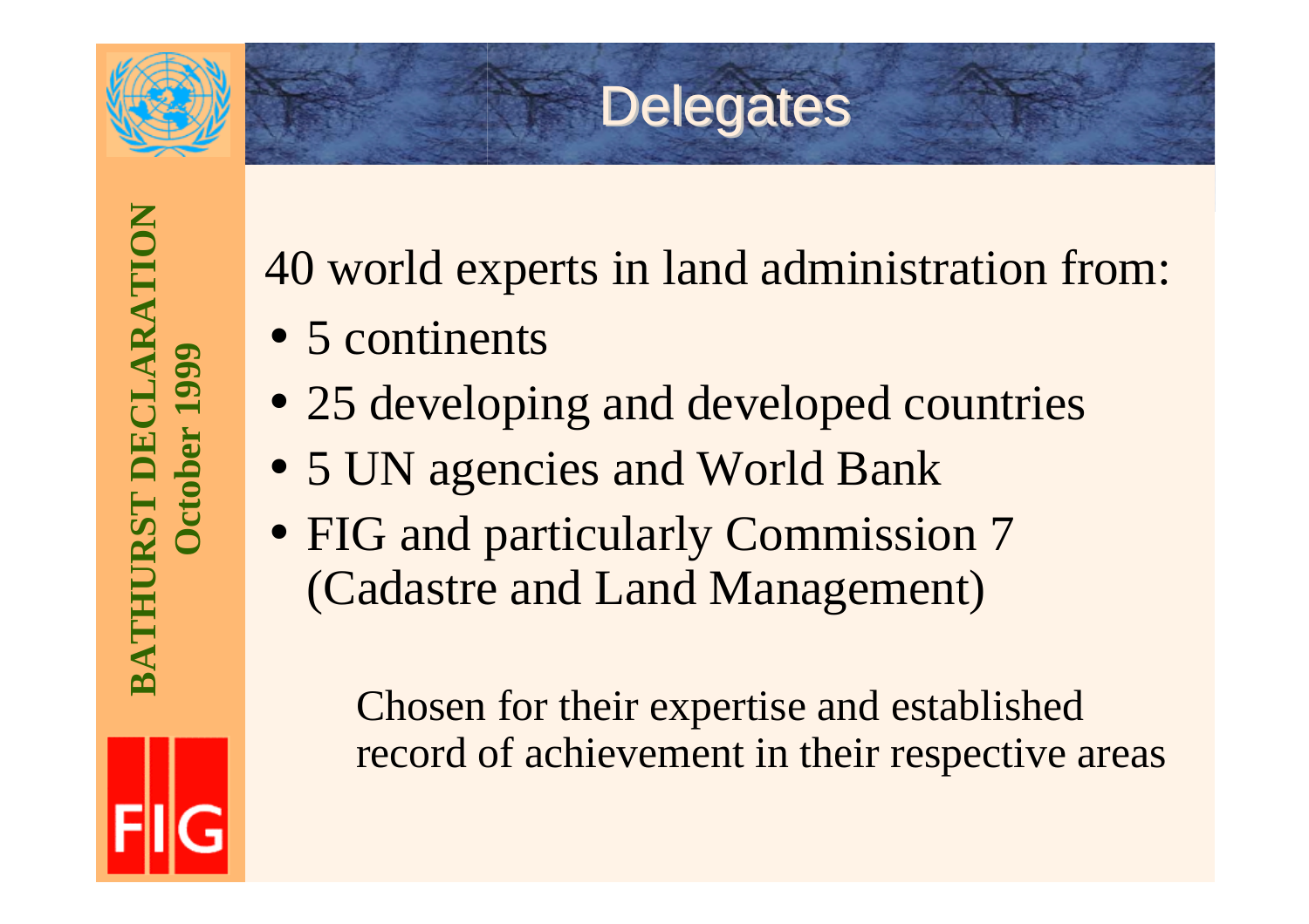# Delegates

40 world experts in land administration from:

- 5 continents
- 25 developing and developed countries
- 5 UN agencies and World Bank
- FIG and particularly Commission 7 (Cadastre and Land Management)

Chosen for their expertise and established record of achievement in their respective areas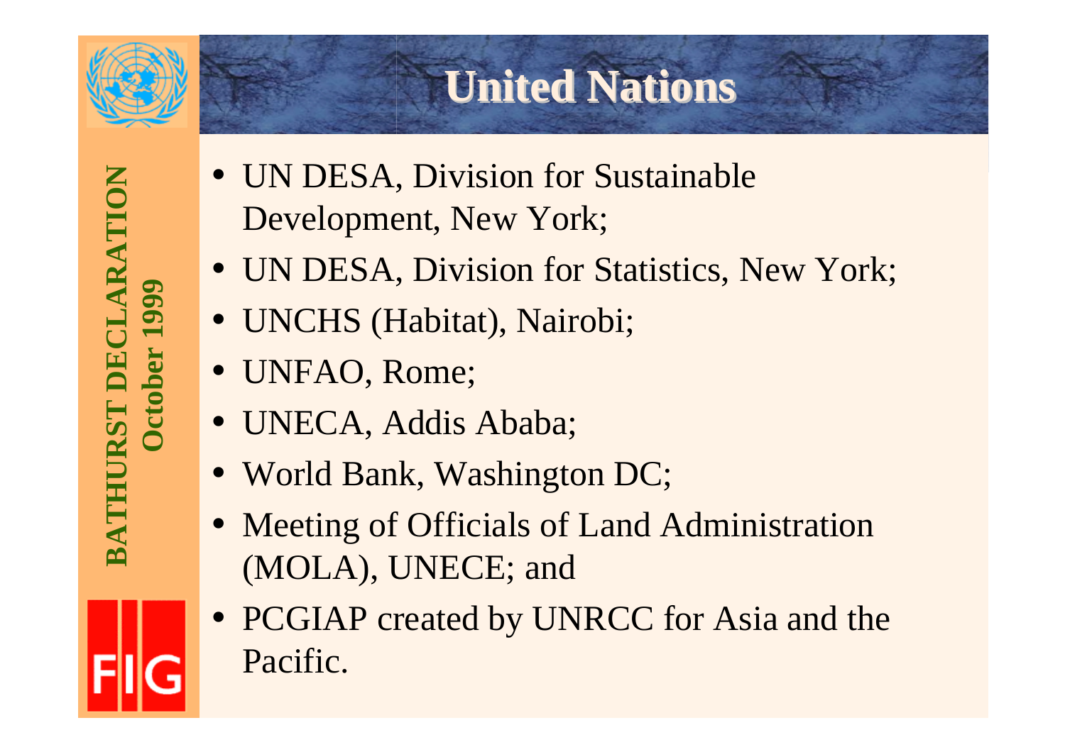# United Nations

- UN DESA, Division for Sustainable Development, New York;
- UN DESA, Division for Statistics, New York;
- UNCHS (Habitat), Nairobi;
- UNFAO, Rome;
- UNECA, Addis Ababa;
- World Bank, Washington DC;
- Meeting of Officials of Land Administration (MOLA), UNECE; and
- PCGIAP created by UNRCC for Asia and the Pacific.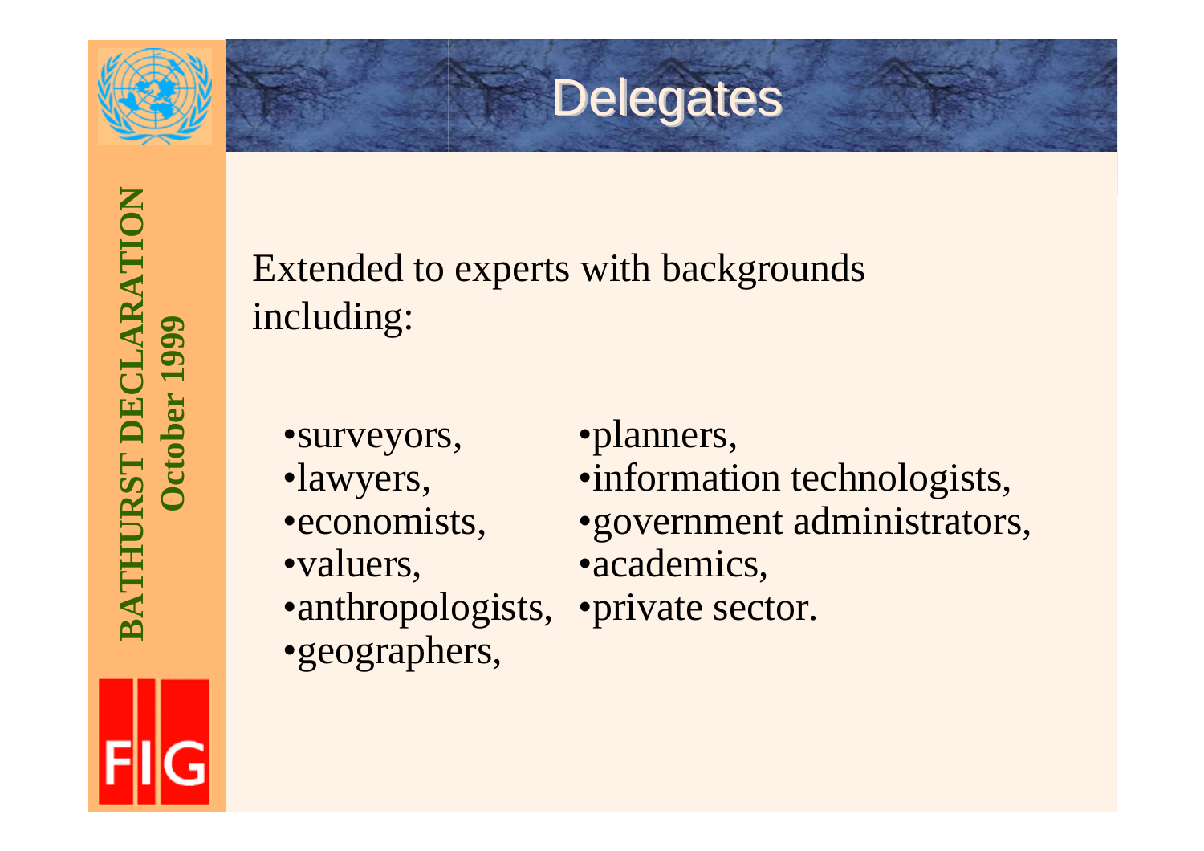# Delegates

Extended to experts with backgrounds including:

- surveyors,
- lawyers,
- economists,
- valuers,
- anthropologists,
- geographers,
- planners,
- information technologists,
- government administrators,
- academics,
- private sector.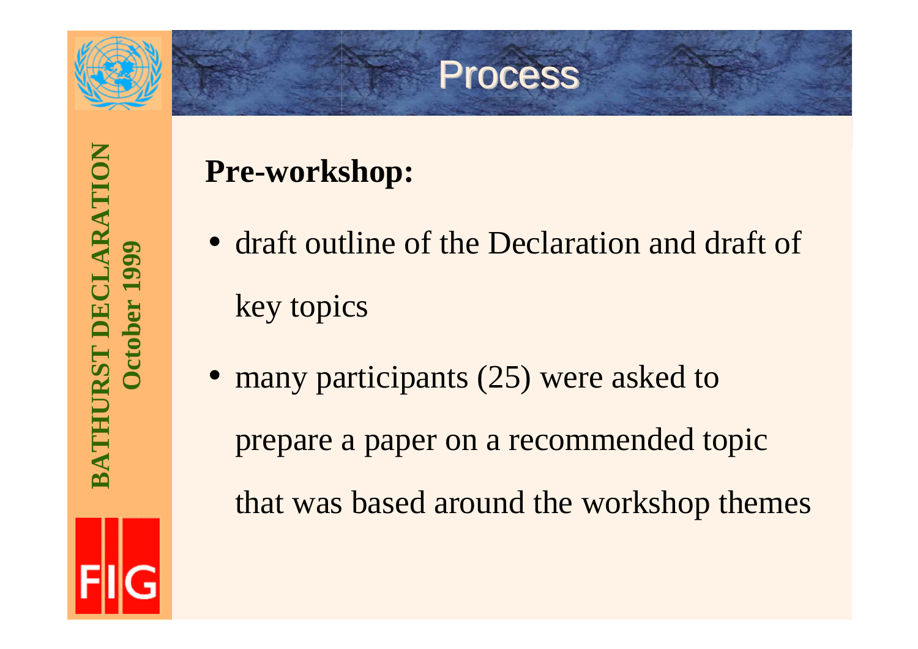# Process

**Pre-workshop:**

- draft outline of the Declaration and draft of key topics
- many participants (25) were asked to prepare a paper on a recommended topic that was based around the workshop themes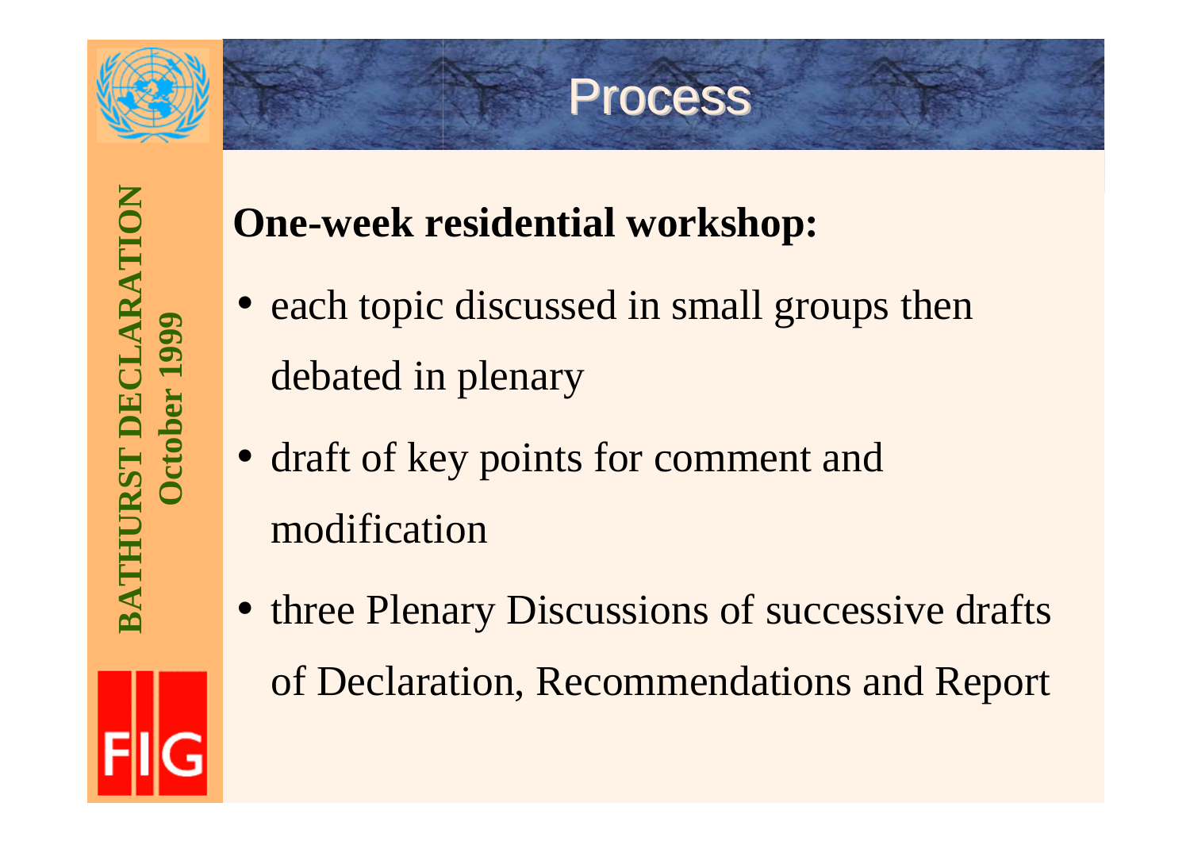# Process

**One-week residential workshop:**

- each topic discussed in small groups then debated in plenary
- draft of key points for comment and modification
- three Plenary Discussions of successive drafts of Declaration, Recommendations and Report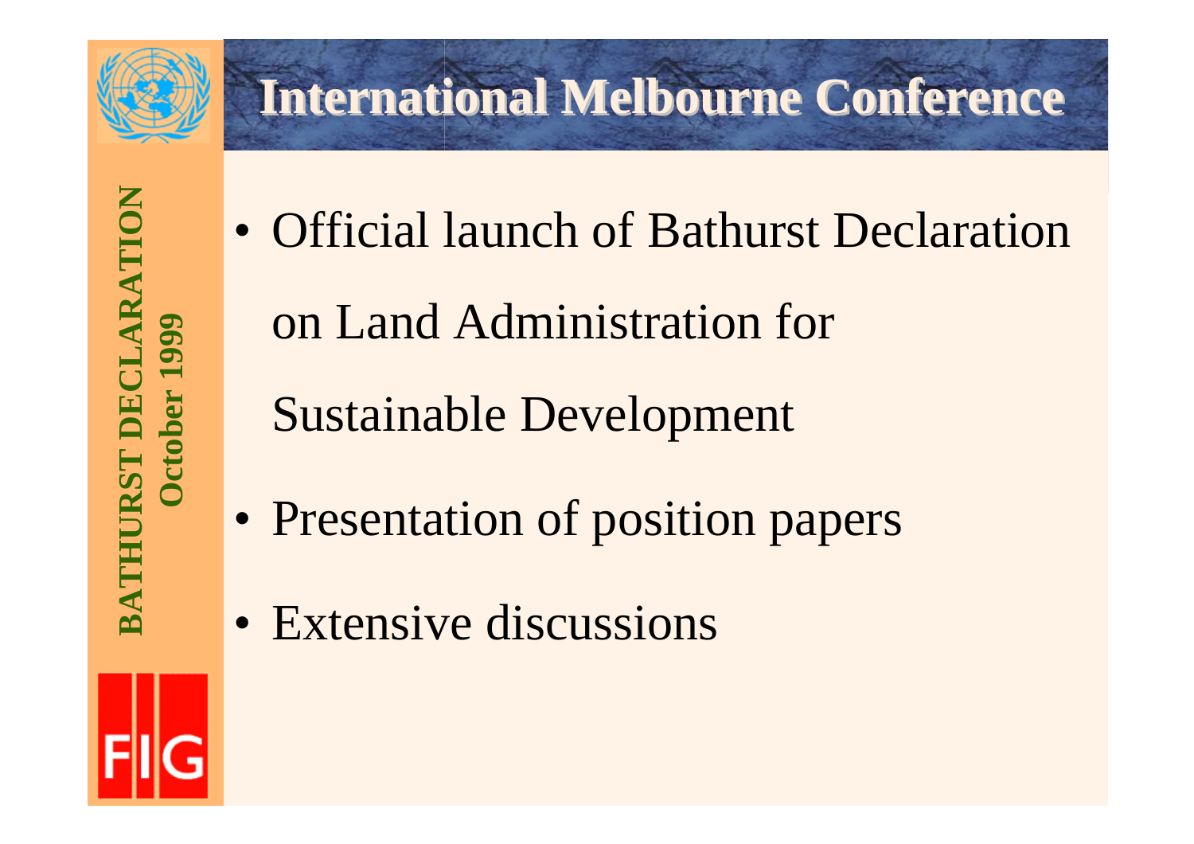# International Melbourne Conference

- Official launch of Bathurst Declaration on Land Administration for Sustainable Development
- Presentation of position papers
- Extensive discussions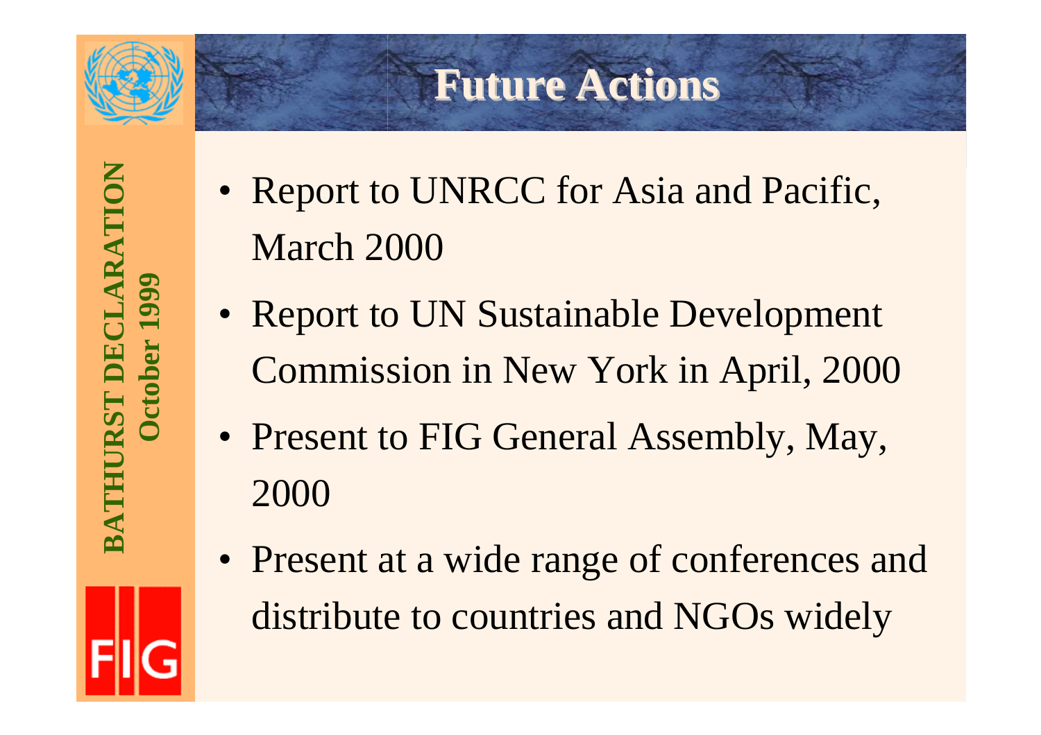# Future Actions

- Report to UNRCC for Asia and Pacific, March 2000
- Report to UN Sustainable Development Commission in New York in April, 2000
- Present to FIG General Assembly, May, 2000
- Present at a wide range of conferences and distribute to countries and NGOs widely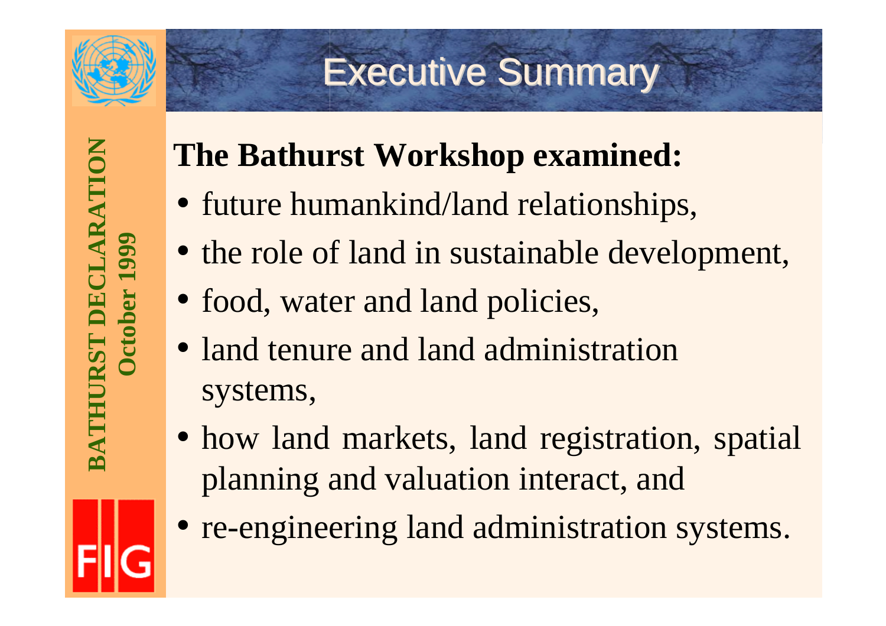# Executive Summary

**The Bathurst Workshop examined:**

- future humankind/land relationships,
- the role of land in sustainable development,
- food, water and land policies,
- land tenure and land administration systems,
- how land markets, land registration, spatial planning and valuation interact, and
- re-engineering land administration systems.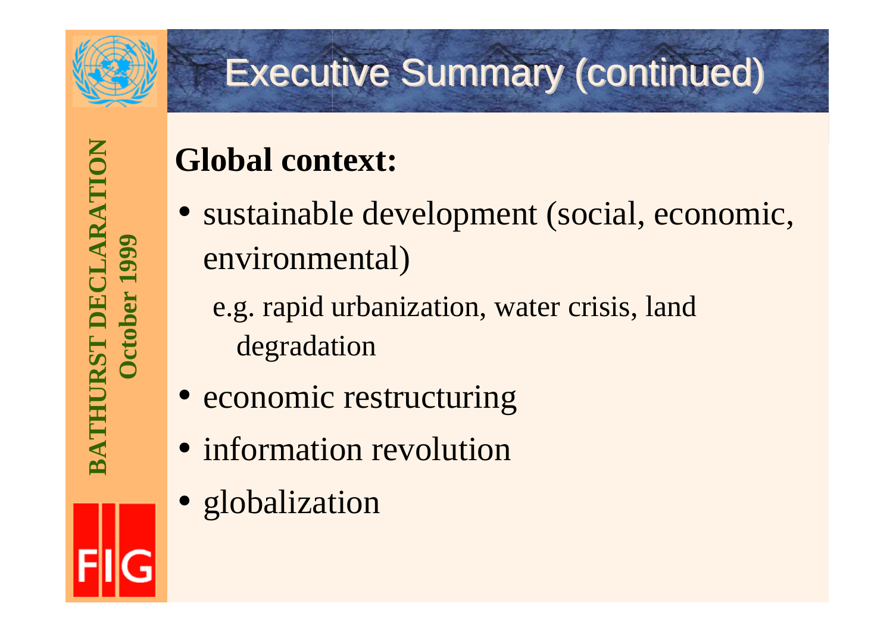# Executive Summary (continued)

**Global context:**

- sustainable development (social, economic, environmental)

  e.g. rapid urbanization, water crisis, land degradation

- economic restructuring
- information revolution
- globalization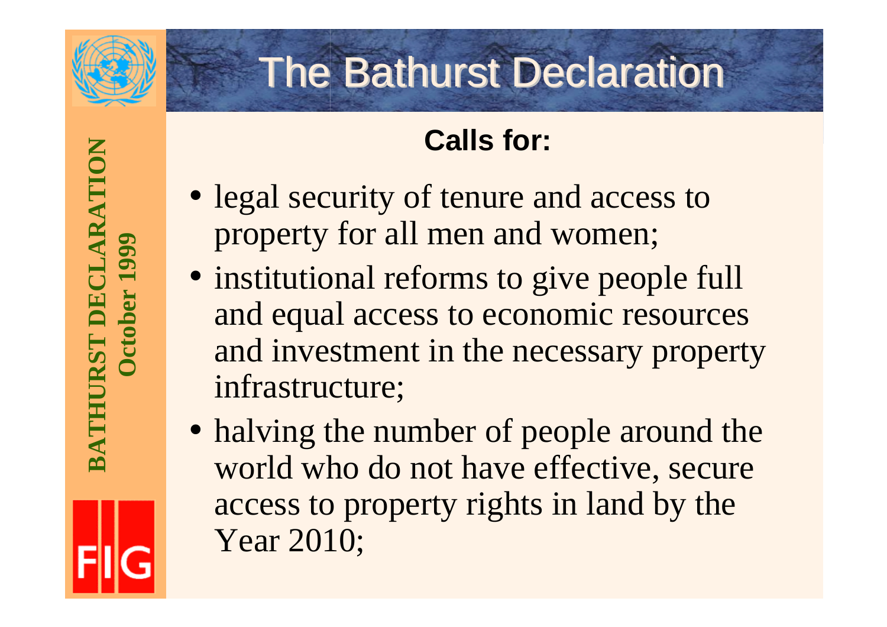# The Bathurst Declaration

BATHURST DECLARATION
October 1999

**Calls for:**

- legal security of tenure and access to property for all men and women;
- institutional reforms to give people full and equal access to economic resources and investment in the necessary property infrastructure;
- halving the number of people around the world who do not have effective, secure access to property rights in land by the Year 2010;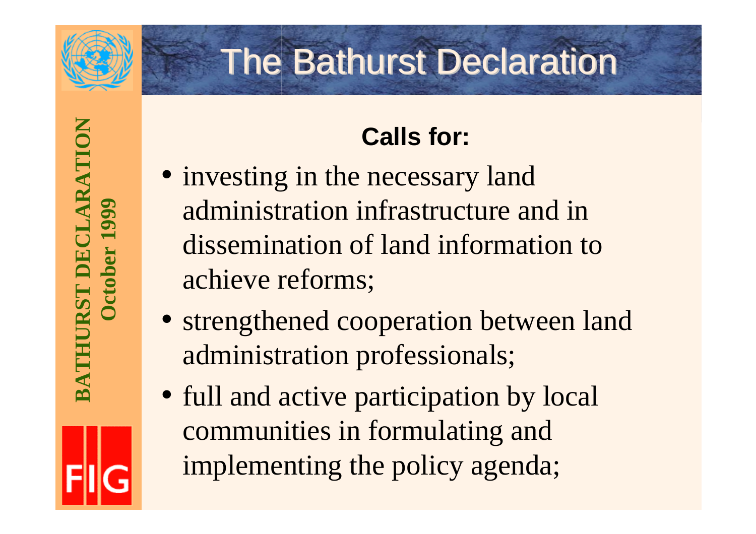# The Bathurst Declaration

**BATHURST DECLARATION**
**October 1999**

**Calls for:**

- investing in the necessary land administration infrastructure and in dissemination of land information to achieve reforms;
- strengthened cooperation between land administration professionals;
- full and active participation by local communities in formulating and implementing the policy agenda;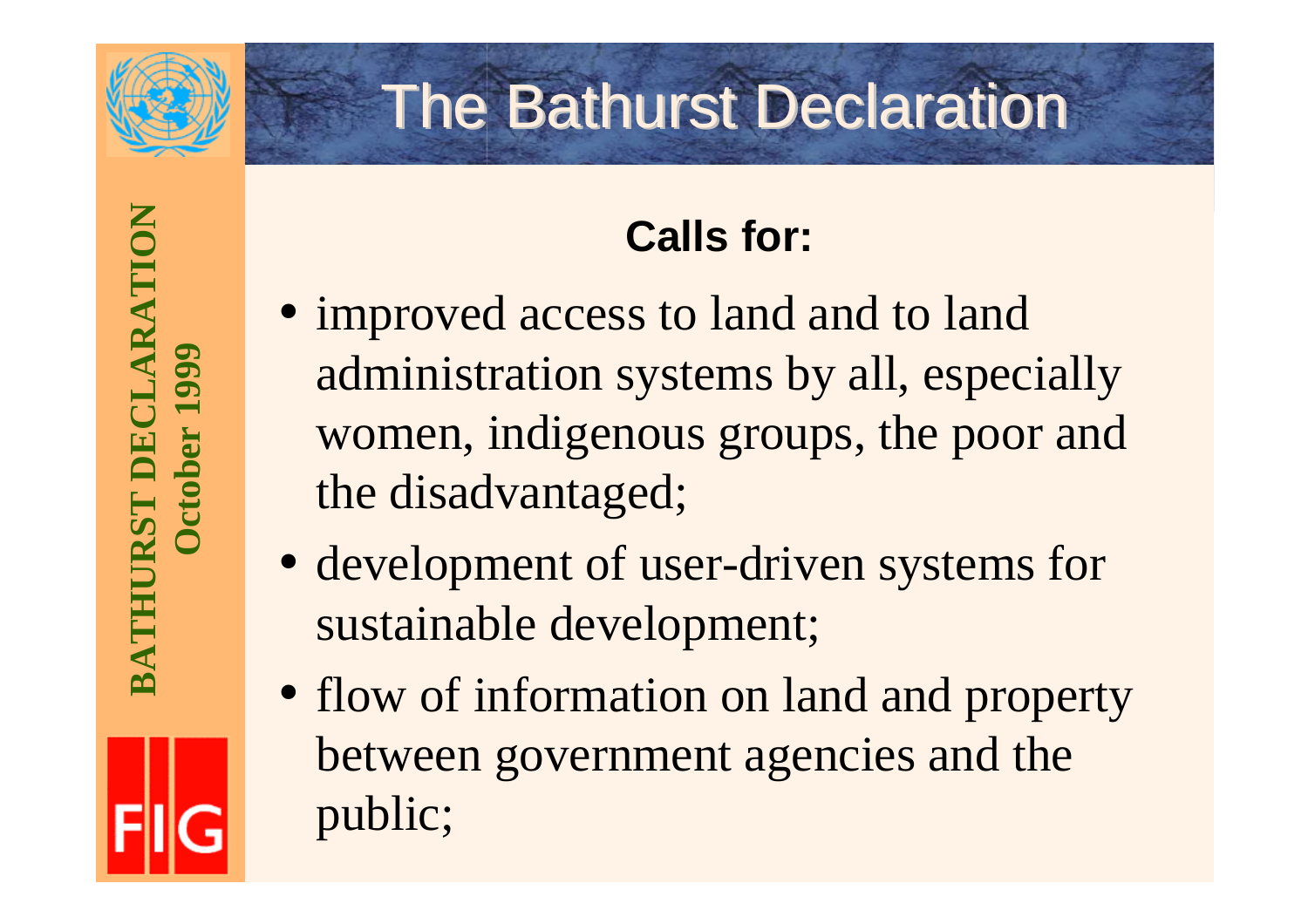# The Bathurst Declaration

BATHURST DECLARATION
October 1999

**Calls for:**

- improved access to land and to land administration systems by all, especially women, indigenous groups, the poor and the disadvantaged;
- development of user-driven systems for sustainable development;
- flow of information on land and property between government agencies and the public;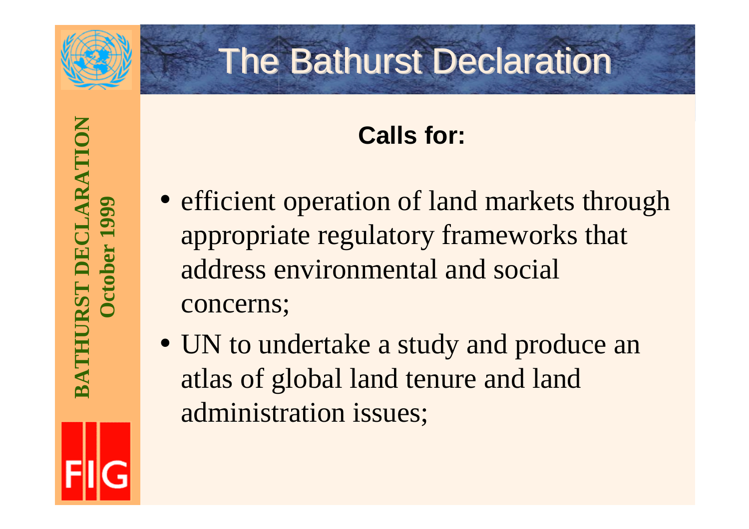# The Bathurst Declaration

**Calls for:**

- efficient operation of land markets through appropriate regulatory frameworks that address environmental and social concerns;
- UN to undertake a study and produce an atlas of global land tenure and land administration issues;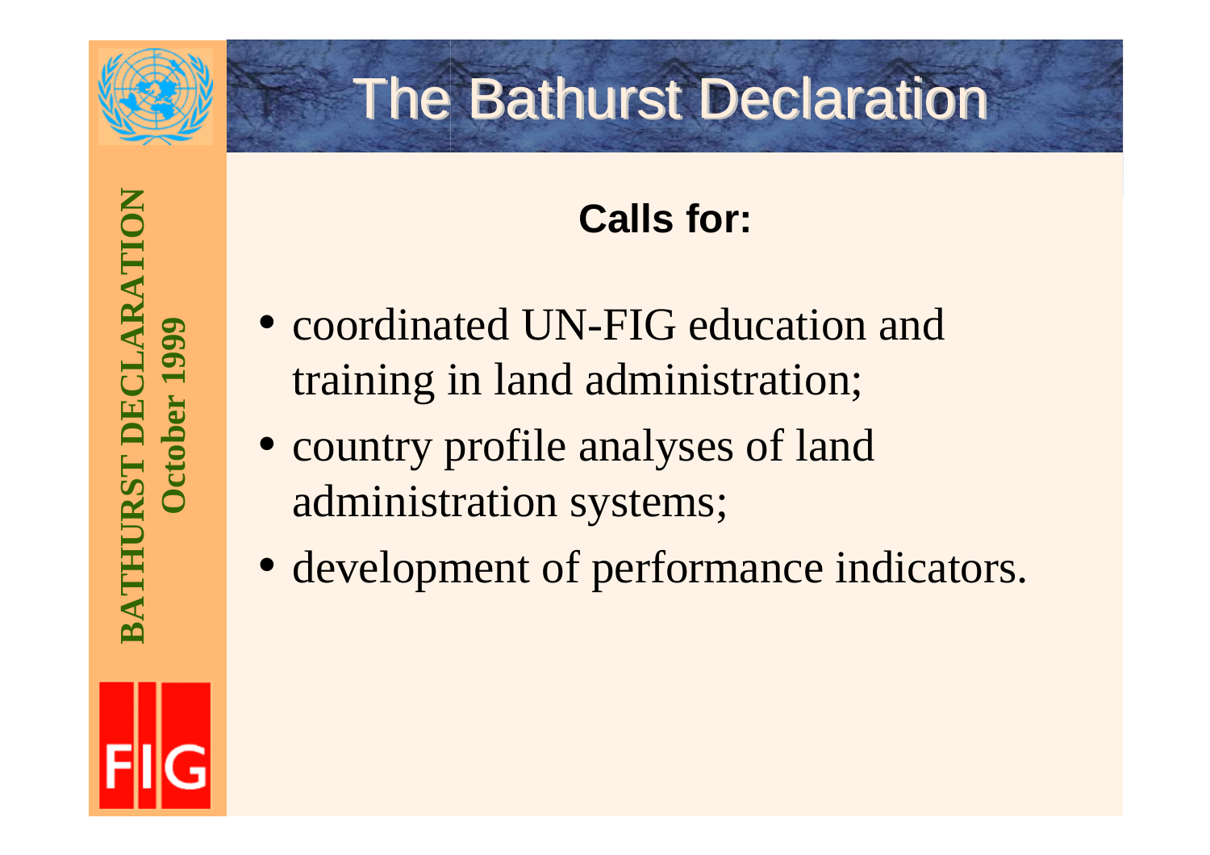# The Bathurst Declaration

**BATHURST DECLARATION**
**October 1999**

**Calls for:**

- coordinated UN-FIG education and training in land administration;
- country profile analyses of land administration systems;
- development of performance indicators.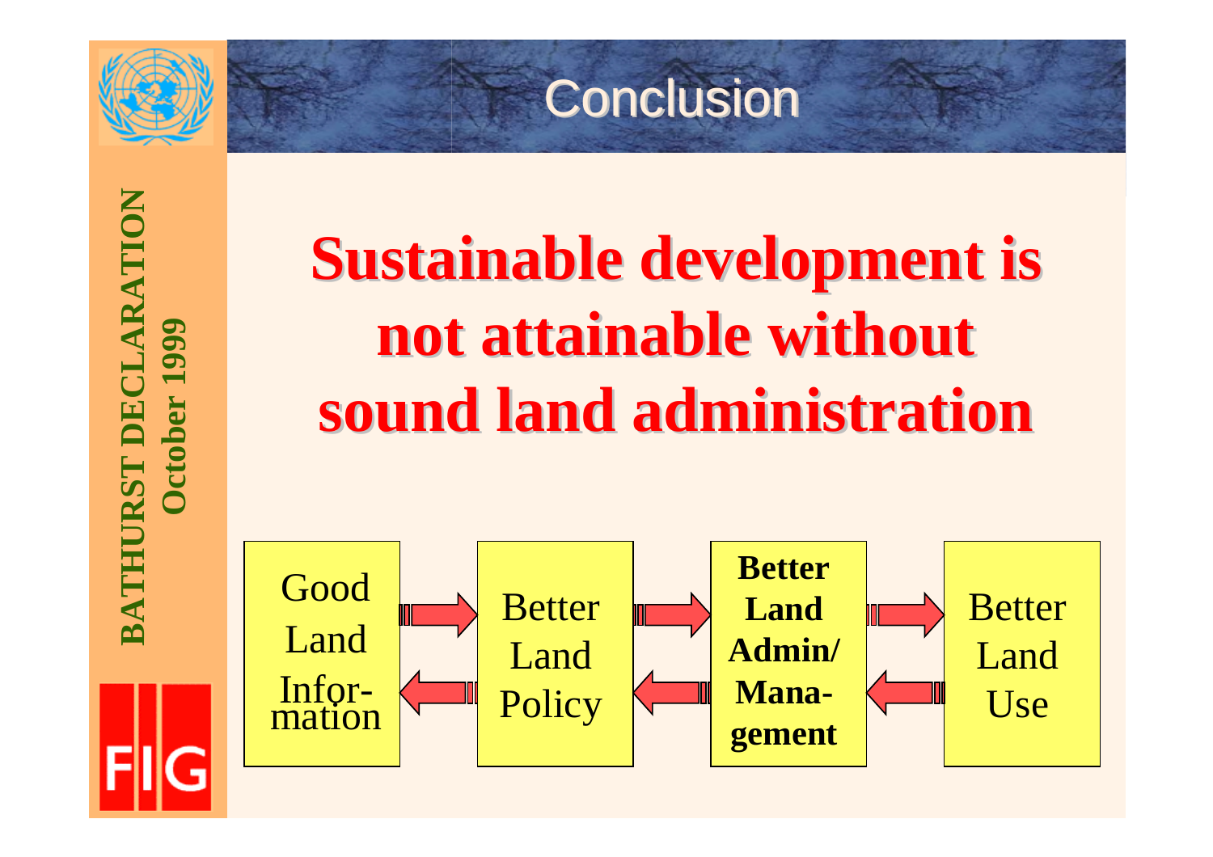# Conclusion

BATHURST DECLARATION
October 1999

## Sustainable development is not attainable without sound land administration

Good Land Information

Better Land Policy

**Better Land Admin/ Management**

Better Land Use